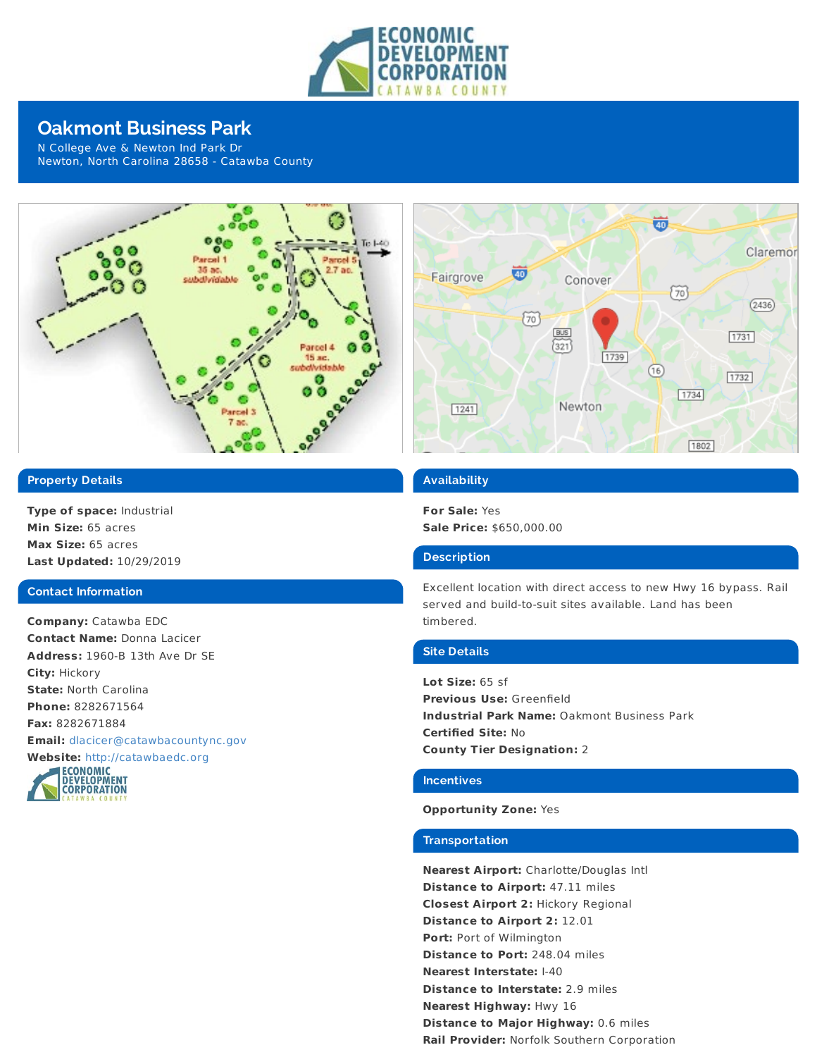# Oakmont Business Park

N College Ave & Newton Ind Park Dr
Newton, North Carolina 28658 - Catawba County

## Property Details

**Type of space:** Industrial
**Min Size:** 65 acres
**Max Size:** 65 acres
**Last Updated:** 10/29/2019

## Contact Information

**Company:** Catawba EDC
**Contact Name:** Donna Lacicer
**Address:** 1960-B 13th Ave Dr SE
**City:** Hickory
**State:** North Carolina
**Phone:** 8282671564
**Fax:** 8282671884
**Email:** dlacicer@catawbacountync.gov
**Website:** http://catawbaedc.org

## Availability

**For Sale:** Yes
**Sale Price:** $650,000.00

## Description

Excellent location with direct access to new Hwy 16 bypass. Rail served and build-to-suit sites available. Land has been timbered.

## Site Details

**Lot Size:** 65 sf
**Previous Use:** Greenfield
**Industrial Park Name:** Oakmont Business Park
**Certified Site:** No
**County Tier Designation:** 2

## Incentives

**Opportunity Zone:** Yes

## Transportation

**Nearest Airport:** Charlotte/Douglas Intl
**Distance to Airport:** 47.11 miles
**Closest Airport 2:** Hickory Regional
**Distance to Airport 2:** 12.01
**Port:** Port of Wilmington
**Distance to Port:** 248.04 miles
**Nearest Interstate:** I-40
**Distance to Interstate:** 2.9 miles
**Nearest Highway:** Hwy 16
**Distance to Major Highway:** 0.6 miles
**Rail Provider:** Norfolk Southern Corporation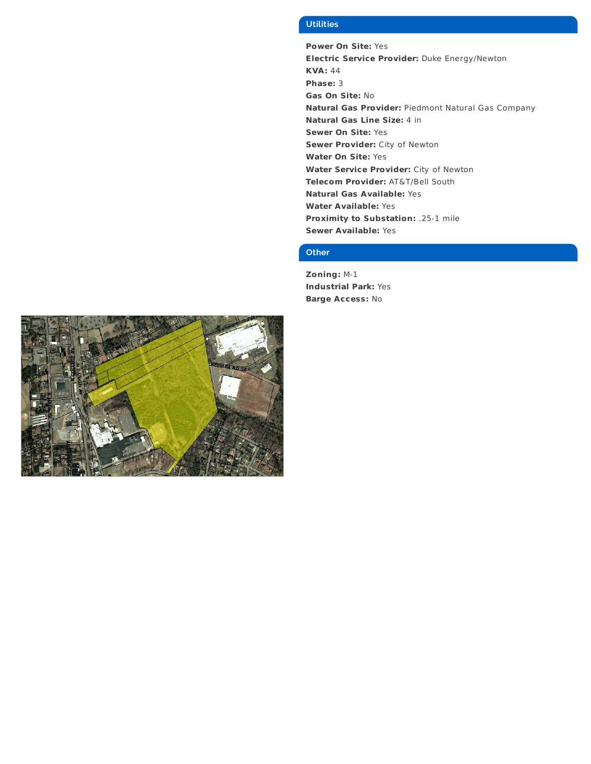## Utilities

**Power On Site:** Yes
**Electric Service Provider:** Duke Energy/Newton
**KVA:** 44
**Phase:** 3
**Gas On Site:** No
**Natural Gas Provider:** Piedmont Natural Gas Company
**Natural Gas Line Size:** 4 in
**Sewer On Site:** Yes
**Sewer Provider:** City of Newton
**Water On Site:** Yes
**Water Service Provider:** City of Newton
**Telecom Provider:** AT&T/Bell South
**Natural Gas Available:** Yes
**Water Available:** Yes
**Proximity to Substation:** .25-1 mile
**Sewer Available:** Yes

## Other

**Zoning:** M-1
**Industrial Park:** Yes
**Barge Access:** No